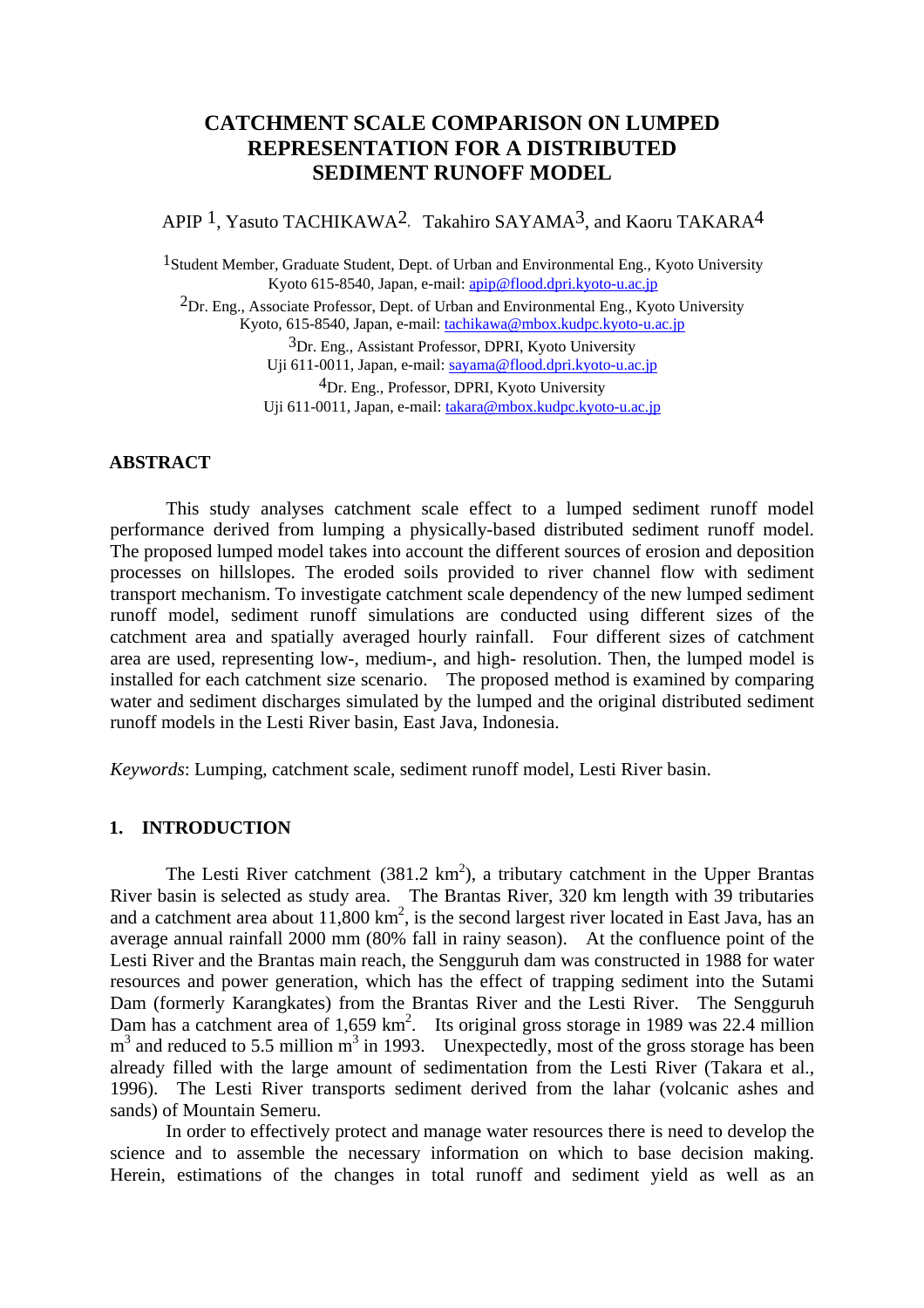# CATCHMENT SCALE COMPARISON ON LUMPED REPRESENTATION FOR A DISTRIBUTED SEDIMENT RUNOFF MODEL

APIP [1], Yasuto TACHIKAWA [2], Takahiro SAYAMA [3], and Kaoru TAKARA [4]

[1] Student Member, Graduate Student, Dept. of Urban and Environmental Eng., Kyoto University Kyoto 615-8540, Japan, e-mail: apip@flood.dpri.kyoto-u.ac.jp

[2] Dr. Eng., Associate Professor, Dept. of Urban and Environmental Eng., Kyoto University Kyoto, 615-8540, Japan, e-mail: tachikawa@mbox.kudpc.kyoto-u.ac.jp

[3] Dr. Eng., Assistant Professor, DPRI, Kyoto University Uji 611-0011, Japan, e-mail: sayama@flood.dpri.kyoto-u.ac.jp

[4] Dr. Eng., Professor, DPRI, Kyoto University Uji 611-0011, Japan, e-mail: takara@mbox.kudpc.kyoto-u.ac.jp

## ABSTRACT

This study analyses catchment scale effect to a lumped sediment runoff model performance derived from lumping a physically-based distributed sediment runoff model. The proposed lumped model takes into account the different sources of erosion and deposition processes on hillslopes. The eroded soils provided to river channel flow with sediment transport mechanism. To investigate catchment scale dependency of the new lumped sediment runoff model, sediment runoff simulations are conducted using different sizes of the catchment area and spatially averaged hourly rainfall. Four different sizes of catchment area are used, representing low-, medium-, and high- resolution. Then, the lumped model is installed for each catchment size scenario. The proposed method is examined by comparing water and sediment discharges simulated by the lumped and the original distributed sediment runoff models in the Lesti River basin, East Java, Indonesia.

*Keywords*: Lumping, catchment scale, sediment runoff model, Lesti River basin.

## 1. INTRODUCTION

The Lesti River catchment (381.2 km$^2$), a tributary catchment in the Upper Brantas River basin is selected as study area. The Brantas River, 320 km length with 39 tributaries and a catchment area about 11,800 km$^2$, is the second largest river located in East Java, has an average annual rainfall 2000 mm (80% fall in rainy season). At the confluence point of the Lesti River and the Brantas main reach, the Sengguruh dam was constructed in 1988 for water resources and power generation, which has the effect of trapping sediment into the Sutami Dam (formerly Karangkates) from the Brantas River and the Lesti River. The Sengguruh Dam has a catchment area of 1,659 km$^2$. Its original gross storage in 1989 was 22.4 million m$^3$ and reduced to 5.5 million m$^3$ in 1993. Unexpectedly, most of the gross storage has been already filled with the large amount of sedimentation from the Lesti River (Takara et al., 1996). The Lesti River transports sediment derived from the lahar (volcanic ashes and sands) of Mountain Semeru.

In order to effectively protect and manage water resources there is need to develop the science and to assemble the necessary information on which to base decision making. Herein, estimations of the changes in total runoff and sediment yield as well as an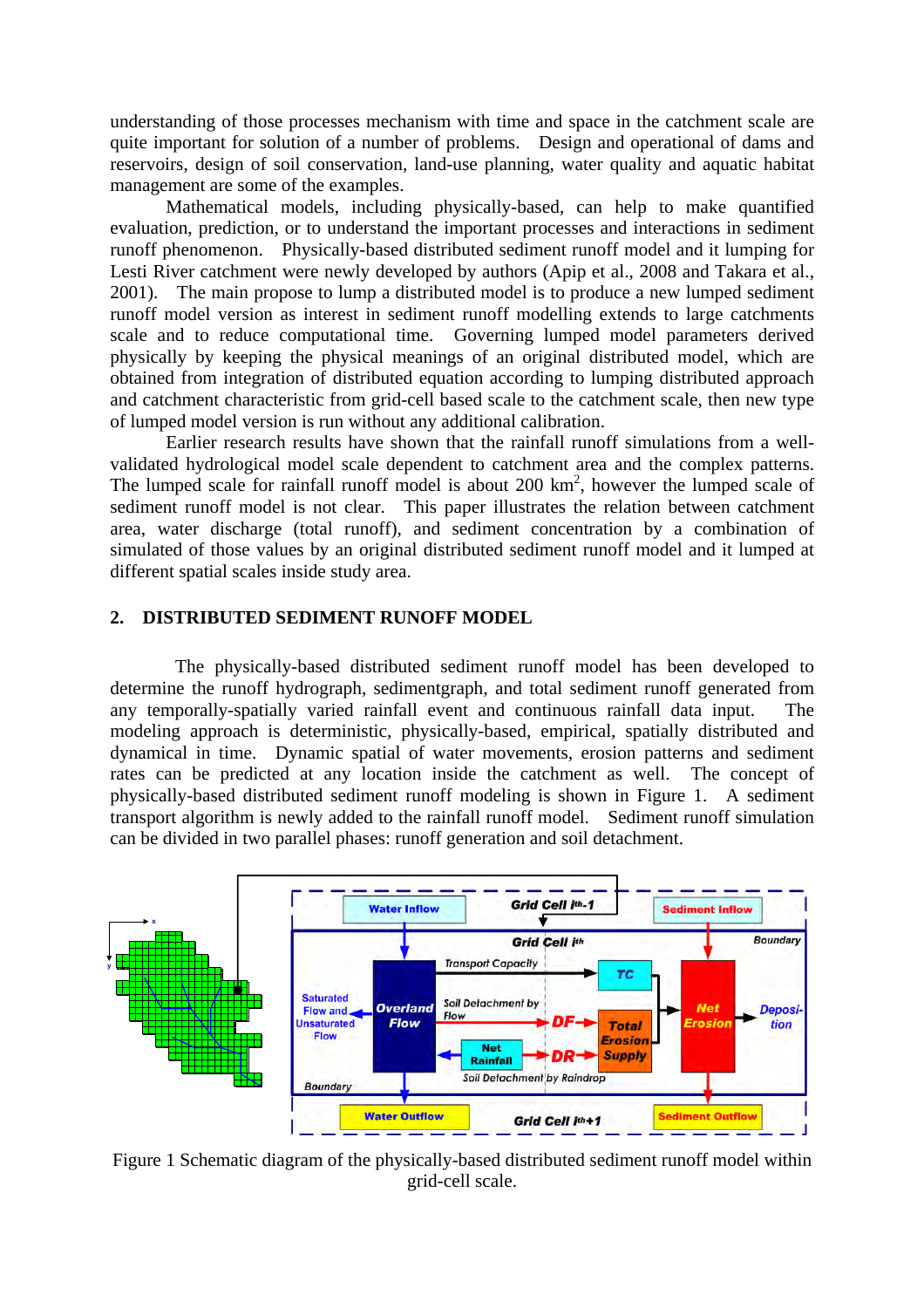understanding of those processes mechanism with time and space in the catchment scale are quite important for solution of a number of problems. Design and operational of dams and reservoirs, design of soil conservation, land-use planning, water quality and aquatic habitat management are some of the examples.

Mathematical models, including physically-based, can help to make quantified evaluation, prediction, or to understand the important processes and interactions in sediment runoff phenomenon. Physically-based distributed sediment runoff model and it lumping for Lesti River catchment were newly developed by authors (Apip et al., 2008 and Takara et al., 2001). The main propose to lump a distributed model is to produce a new lumped sediment runoff model version as interest in sediment runoff modelling extends to large catchments scale and to reduce computational time. Governing lumped model parameters derived physically by keeping the physical meanings of an original distributed model, which are obtained from integration of distributed equation according to lumping distributed approach and catchment characteristic from grid-cell based scale to the catchment scale, then new type of lumped model version is run without any additional calibration.

Earlier research results have shown that the rainfall runoff simulations from a well-validated hydrological model scale dependent to catchment area and the complex patterns. The lumped scale for rainfall runoff model is about 200 km$^2$, however the lumped scale of sediment runoff model is not clear. This paper illustrates the relation between catchment area, water discharge (total runoff), and sediment concentration by a combination of simulated of those values by an original distributed sediment runoff model and it lumped at different spatial scales inside study area.

## 2. DISTRIBUTED SEDIMENT RUNOFF MODEL

The physically-based distributed sediment runoff model has been developed to determine the runoff hydrograph, sedimentgraph, and total sediment runoff generated from any temporally-spatially varied rainfall event and continuous rainfall data input. The modeling approach is deterministic, physically-based, empirical, spatially distributed and dynamical in time. Dynamic spatial of water movements, erosion patterns and sediment rates can be predicted at any location inside the catchment as well. The concept of physically-based distributed sediment runoff modeling is shown in Figure 1. A sediment transport algorithm is newly added to the rainfall runoff model. Sediment runoff simulation can be divided in two parallel phases: runoff generation and soil detachment.

Figure 1 Schematic diagram of the physically-based distributed sediment runoff model within grid-cell scale.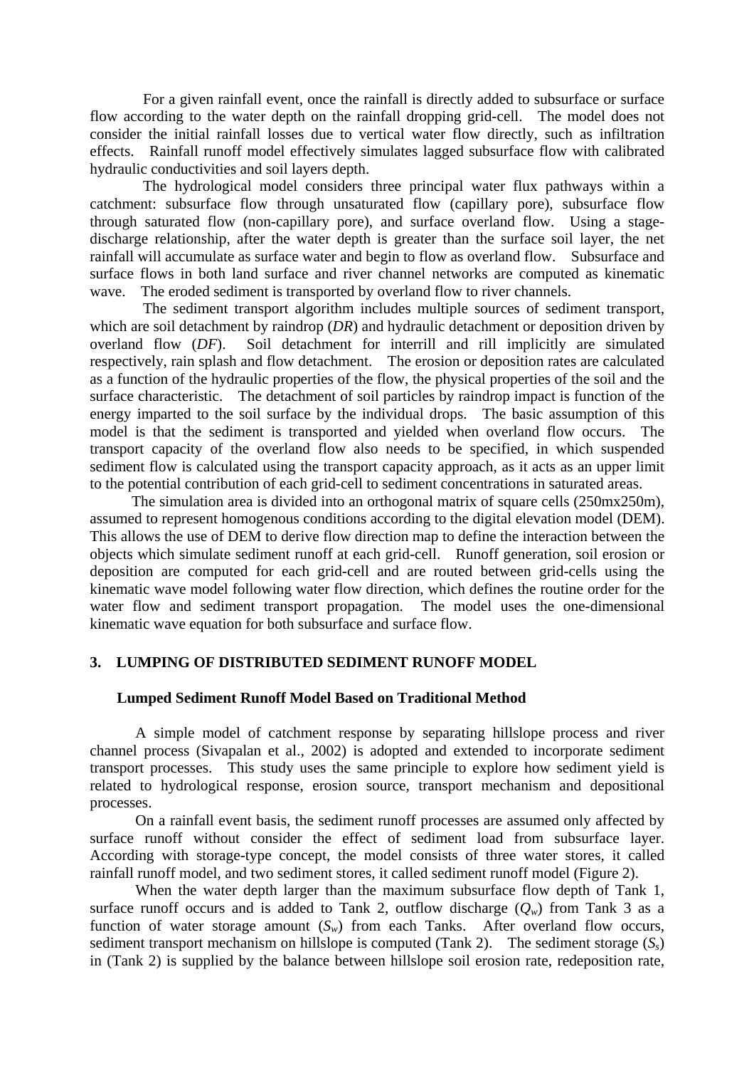For a given rainfall event, once the rainfall is directly added to subsurface or surface flow according to the water depth on the rainfall dropping grid-cell. The model does not consider the initial rainfall losses due to vertical water flow directly, such as infiltration effects. Rainfall runoff model effectively simulates lagged subsurface flow with calibrated hydraulic conductivities and soil layers depth.

The hydrological model considers three principal water flux pathways within a catchment: subsurface flow through unsaturated flow (capillary pore), subsurface flow through saturated flow (non-capillary pore), and surface overland flow. Using a stage-discharge relationship, after the water depth is greater than the surface soil layer, the net rainfall will accumulate as surface water and begin to flow as overland flow. Subsurface and surface flows in both land surface and river channel networks are computed as kinematic wave. The eroded sediment is transported by overland flow to river channels.

The sediment transport algorithm includes multiple sources of sediment transport, which are soil detachment by raindrop (*DR*) and hydraulic detachment or deposition driven by overland flow (*DF*). Soil detachment for interrill and rill implicitly are simulated respectively, rain splash and flow detachment. The erosion or deposition rates are calculated as a function of the hydraulic properties of the flow, the physical properties of the soil and the surface characteristic. The detachment of soil particles by raindrop impact is function of the energy imparted to the soil surface by the individual drops. The basic assumption of this model is that the sediment is transported and yielded when overland flow occurs. The transport capacity of the overland flow also needs to be specified, in which suspended sediment flow is calculated using the transport capacity approach, as it acts as an upper limit to the potential contribution of each grid-cell to sediment concentrations in saturated areas.

The simulation area is divided into an orthogonal matrix of square cells (250mx250m), assumed to represent homogenous conditions according to the digital elevation model (DEM). This allows the use of DEM to derive flow direction map to define the interaction between the objects which simulate sediment runoff at each grid-cell. Runoff generation, soil erosion or deposition are computed for each grid-cell and are routed between grid-cells using the kinematic wave model following water flow direction, which defines the routine order for the water flow and sediment transport propagation. The model uses the one-dimensional kinematic wave equation for both subsurface and surface flow.

## 3. LUMPING OF DISTRIBUTED SEDIMENT RUNOFF MODEL

### Lumped Sediment Runoff Model Based on Traditional Method

A simple model of catchment response by separating hillslope process and river channel process (Sivapalan et al., 2002) is adopted and extended to incorporate sediment transport processes. This study uses the same principle to explore how sediment yield is related to hydrological response, erosion source, transport mechanism and depositional processes.

On a rainfall event basis, the sediment runoff processes are assumed only affected by surface runoff without consider the effect of sediment load from subsurface layer. According with storage-type concept, the model consists of three water stores, it called rainfall runoff model, and two sediment stores, it called sediment runoff model (Figure 2).

When the water depth larger than the maximum subsurface flow depth of Tank 1, surface runoff occurs and is added to Tank 2, outflow discharge ($Q_w$) from Tank 3 as a function of water storage amount ($S_w$) from each Tanks. After overland flow occurs, sediment transport mechanism on hillslope is computed (Tank 2). The sediment storage ($S_s$) in (Tank 2) is supplied by the balance between hillslope soil erosion rate, redeposition rate,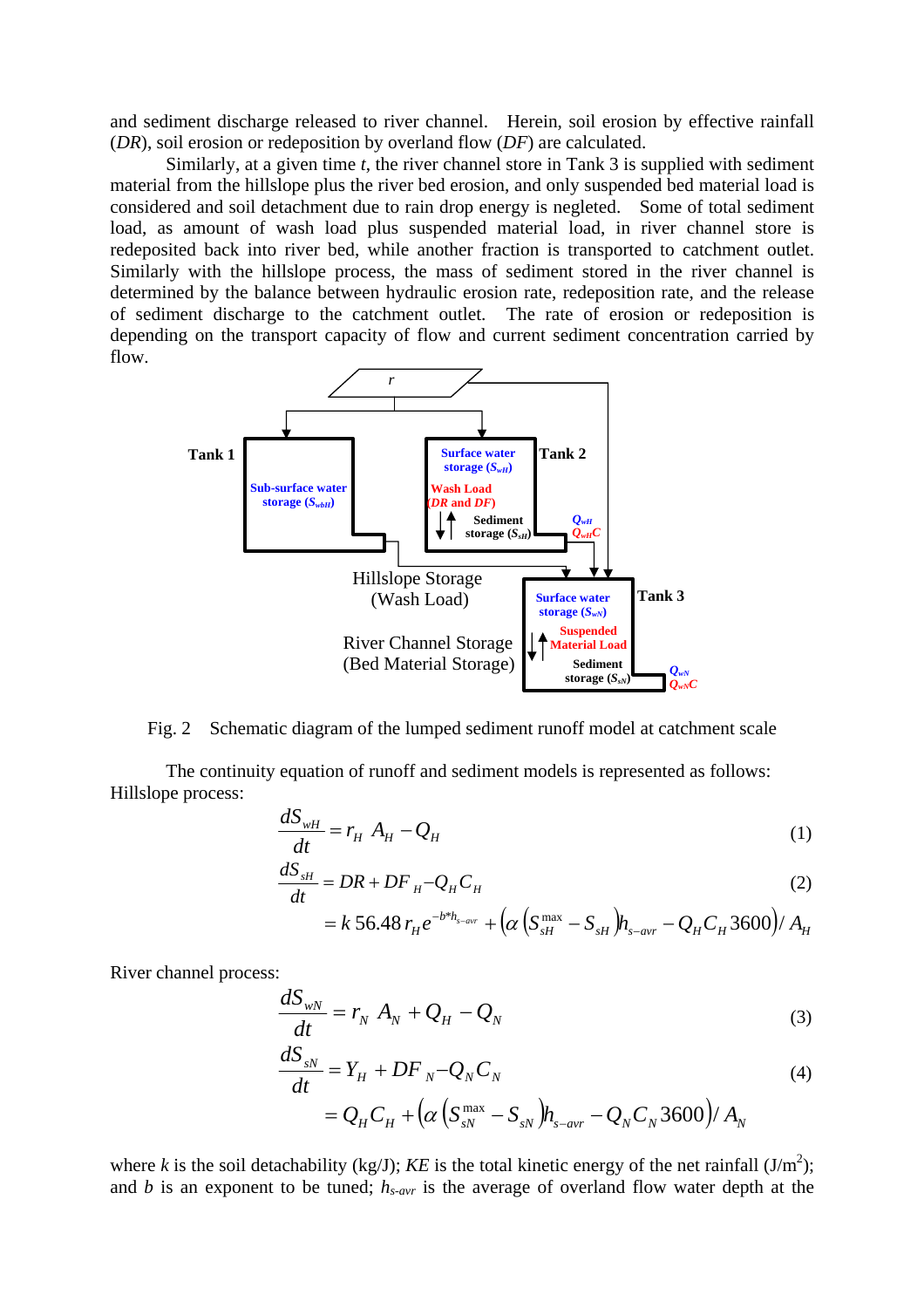and sediment discharge released to river channel. Herein, soil erosion by effective rainfall (*DR*), soil erosion or redeposition by overland flow (*DF*) are calculated.

Similarly, at a given time *t*, the river channel store in Tank 3 is supplied with sediment material from the hillslope plus the river bed erosion, and only suspended bed material load is considered and soil detachment due to rain drop energy is neglected. Some of total sediment load, as amount of wash load plus suspended material load, in river channel store is redeposited back into river bed, while another fraction is transported to catchment outlet. Similarly with the hillslope process, the mass of sediment stored in the river channel is determined by the balance between hydraulic erosion rate, redeposition rate, and the release of sediment discharge to the catchment outlet. The rate of erosion or redeposition is depending on the transport capacity of flow and current sediment concentration carried by flow.

Fig. 2 Schematic diagram of the lumped sediment runoff model at catchment scale

The continuity equation of runoff and sediment models is represented as follows:

Hillslope process:

$$\frac{dS_{wH}}{dt} = r_H \; A_H - Q_H \tag{1}$$

$$\frac{dS_{sH}}{dt} = DR + DF_H - Q_H C_H \tag{2}$$

$$= k\,56.48\,r_H e^{-b^* h_{s-avr}} + \left(\alpha\left(S_{sH}^{\max} - S_{sH}\right)h_{s-avr} - Q_H C_H 3600\right)/A_H$$

River channel process:

$$\frac{dS_{wN}}{dt} = r_N \; A_N + Q_H - Q_N \tag{3}$$

$$\frac{dS_{sN}}{dt} = Y_H + DF_N - Q_N C_N \tag{4}$$

$$= Q_H C_H + \left(\alpha\left(S_{sN}^{\max} - S_{sN}\right)h_{s-avr} - Q_N C_N 3600\right)/A_N$$

where $k$ is the soil detachability (kg/J); $KE$ is the total kinetic energy of the net rainfall (J/m$^2$); and $b$ is an exponent to be tuned; $h_{s-avr}$ is the average of overland flow water depth at the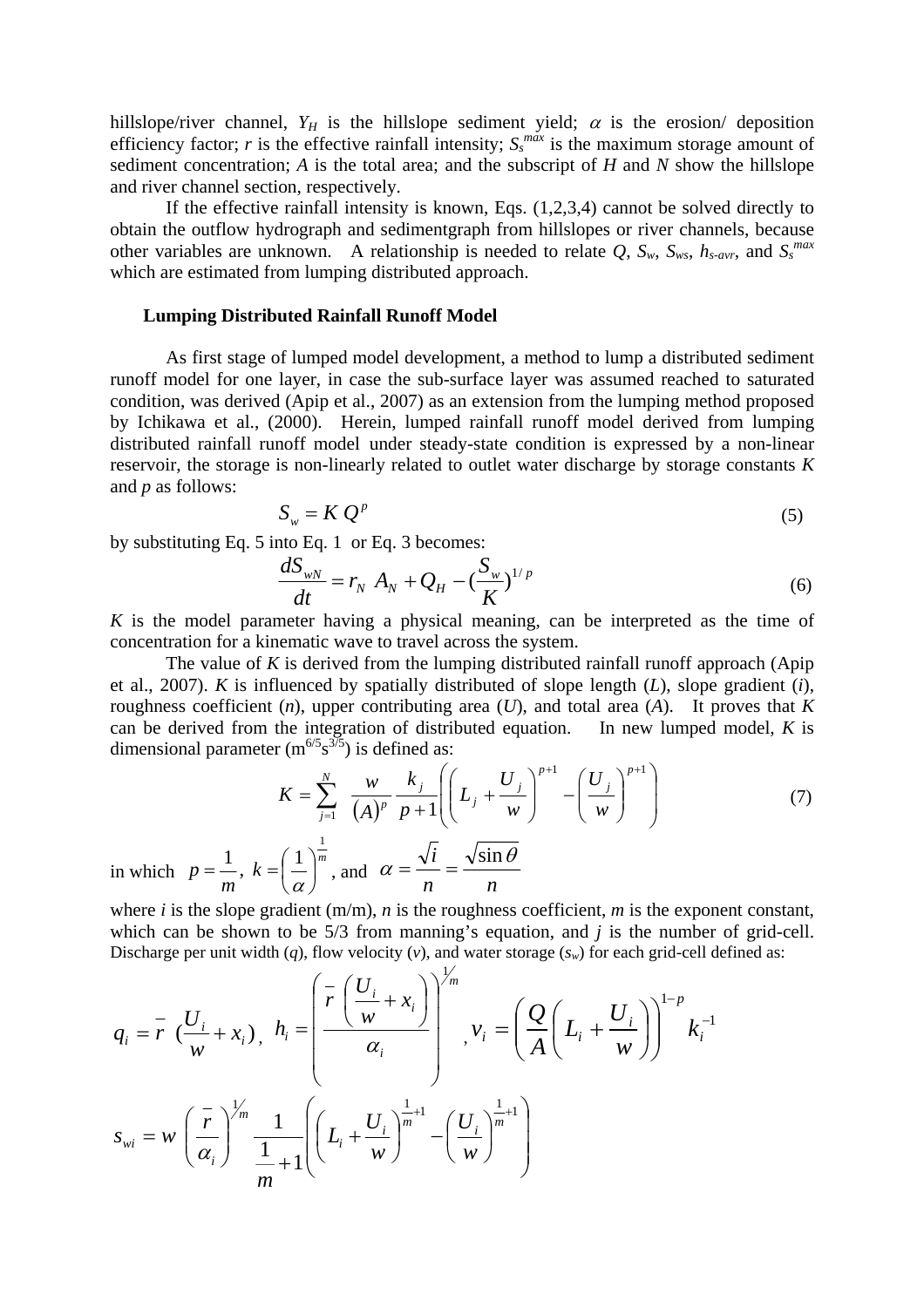hillslope/river channel, $Y_H$ is the hillslope sediment yield; $\alpha$ is the erosion/ deposition efficiency factor; $r$ is the effective rainfall intensity; $S_s^{max}$ is the maximum storage amount of sediment concentration; $A$ is the total area; and the subscript of $H$ and $N$ show the hillslope and river channel section, respectively.

If the effective rainfall intensity is known, Eqs. (1,2,3,4) cannot be solved directly to obtain the outflow hydrograph and sedimentgraph from hillslopes or river channels, because other variables are unknown. A relationship is needed to relate $Q$, $S_w$, $S_{ws}$, $h_{s\text{-}avr}$, and $S_s^{max}$ which are estimated from lumping distributed approach.

**Lumping Distributed Rainfall Runoff Model**

As first stage of lumped model development, a method to lump a distributed sediment runoff model for one layer, in case the sub-surface layer was assumed reached to saturated condition, was derived (Apip et al., 2007) as an extension from the lumping method proposed by Ichikawa et al., (2000). Herein, lumped rainfall runoff model derived from lumping distributed rainfall runoff model under steady-state condition is expressed by a non-linear reservoir, the storage is non-linearly related to outlet water discharge by storage constants $K$ and $p$ as follows:

$$S_w = K\,Q^p \tag{5}$$

by substituting Eq. 5 into Eq. 1 or Eq. 3 becomes:

$$\frac{dS_{wN}}{dt} = r_N\ A_N + Q_H - \left(\frac{S_w}{K}\right)^{1/p} \tag{6}$$

$K$ is the model parameter having a physical meaning, can be interpreted as the time of concentration for a kinematic wave to travel across the system.

The value of $K$ is derived from the lumping distributed rainfall runoff approach (Apip et al., 2007). $K$ is influenced by spatially distributed of slope length ($L$), slope gradient ($i$), roughness coefficient ($n$), upper contributing area ($U$), and total area ($A$). It proves that $K$ can be derived from the integration of distributed equation. In new lumped model, $K$ is dimensional parameter ($m^{6/5}s^{3/5}$) is defined as:

$$K = \sum_{j=1}^{N} \frac{w}{(A)^p}\frac{k_j}{p+1}\left(\left(L_j + \frac{U_j}{w}\right)^{p+1} - \left(\frac{U_j}{w}\right)^{p+1}\right) \tag{7}$$

in which $p = \dfrac{1}{m}$, $k = \left(\dfrac{1}{\alpha}\right)^{\frac{1}{m}}$, and $\alpha = \dfrac{\sqrt{i}}{n} = \dfrac{\sqrt{\sin\theta}}{n}$

where $i$ is the slope gradient (m/m), $n$ is the roughness coefficient, $m$ is the exponent constant, which can be shown to be 5/3 from manning's equation, and $j$ is the number of grid-cell. Discharge per unit width ($q$), flow velocity ($v$), and water storage ($s_w$) for each grid-cell defined as:

$$q_i = \bar{r}\ \left(\frac{U_i}{w} + x_i\right),\quad h_i = \left(\frac{\bar{r}\ \left(\frac{U_i}{w} + x_i\right)}{\alpha_i}\right)^{1/m},\quad v_i = \left(\frac{Q}{A}\left(L_i + \frac{U_i}{w}\right)\right)^{1-p} k_i^{-1}$$

$$s_{wi} = w\ \left(\frac{\bar{r}}{\alpha_i}\right)^{1/m}\frac{1}{\frac{1}{m}+1}\left(\left(L_i + \frac{U_i}{w}\right)^{\frac{1}{m}+1} - \left(\frac{U_i}{w}\right)^{\frac{1}{m}+1}\right)$$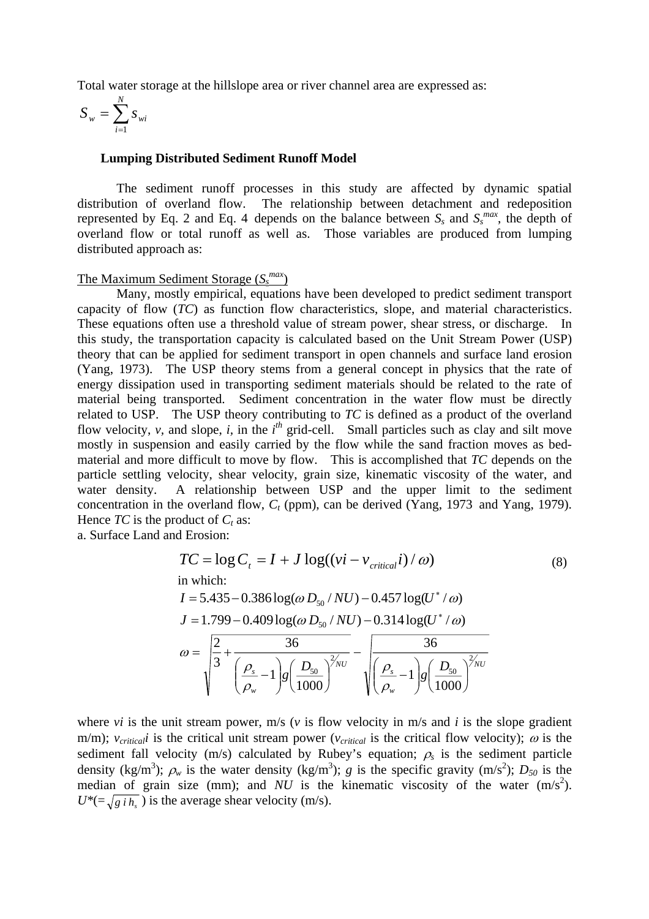Total water storage at the hillslope area or river channel area are expressed as:

$$S_w = \sum_{i=1}^{N} s_{wi}$$

### Lumping Distributed Sediment Runoff Model

The sediment runoff processes in this study are affected by dynamic spatial distribution of overland flow. The relationship between detachment and redeposition represented by Eq. 2 and Eq. 4 depends on the balance between $S_s$ and $S_s^{max}$, the depth of overland flow or total runoff as well as. Those variables are produced from lumping distributed approach as:

The Maximum Sediment Storage ($S_s^{max}$)

Many, mostly empirical, equations have been developed to predict sediment transport capacity of flow (*TC*) as function flow characteristics, slope, and material characteristics. These equations often use a threshold value of stream power, shear stress, or discharge. In this study, the transportation capacity is calculated based on the Unit Stream Power (USP) theory that can be applied for sediment transport in open channels and surface land erosion (Yang, 1973). The USP theory stems from a general concept in physics that the rate of energy dissipation used in transporting sediment materials should be related to the rate of material being transported. Sediment concentration in the water flow must be directly related to USP. The USP theory contributing to *TC* is defined as a product of the overland flow velocity, *v*, and slope, *i*, in the $i^{th}$ grid-cell. Small particles such as clay and silt move mostly in suspension and easily carried by the flow while the sand fraction moves as bed-material and more difficult to move by flow. This is accomplished that *TC* depends on the particle settling velocity, shear velocity, grain size, kinematic viscosity of the water, and water density. A relationship between USP and the upper limit to the sediment concentration in the overland flow, $C_t$ (ppm), can be derived (Yang, 1973 and Yang, 1979). Hence *TC* is the product of $C_t$ as:

a. Surface Land and Erosion:

$$TC = \log C_t = I + J \log((vi - v_{critical} i)/\omega) \tag{8}$$

in which:

$$I = 5.435 - 0.386 \log(\omega D_{50}/NU) - 0.457 \log(U^*/\omega)$$

$$J = 1.799 - 0.409 \log(\omega D_{50}/NU) - 0.314 \log(U^*/\omega)$$

$$\omega = \sqrt{\frac{2}{3} + \frac{36}{\left(\frac{\rho_s}{\rho_w} - 1\right) g \left(\frac{D_{50}}{1000}\right)^{2/NU}}} - \sqrt{\frac{36}{\left(\frac{\rho_s}{\rho_w} - 1\right) g \left(\frac{D_{50}}{1000}\right)^{2/NU}}}$$

where *vi* is the unit stream power, m/s (*v* is flow velocity in m/s and *i* is the slope gradient m/m); $v_{critical} i$ is the critical unit stream power ($v_{critical}$ is the critical flow velocity); $\omega$ is the sediment fall velocity (m/s) calculated by Rubey's equation; $\rho_s$ is the sediment particle density (kg/m$^3$); $\rho_w$ is the water density (kg/m$^3$); *g* is the specific gravity (m/s$^2$); $D_{50}$ is the median of grain size (mm); and *NU* is the kinematic viscosity of the water (m/s$^2$). $U^*(=\sqrt{g\, i\, h_s})$ is the average shear velocity (m/s).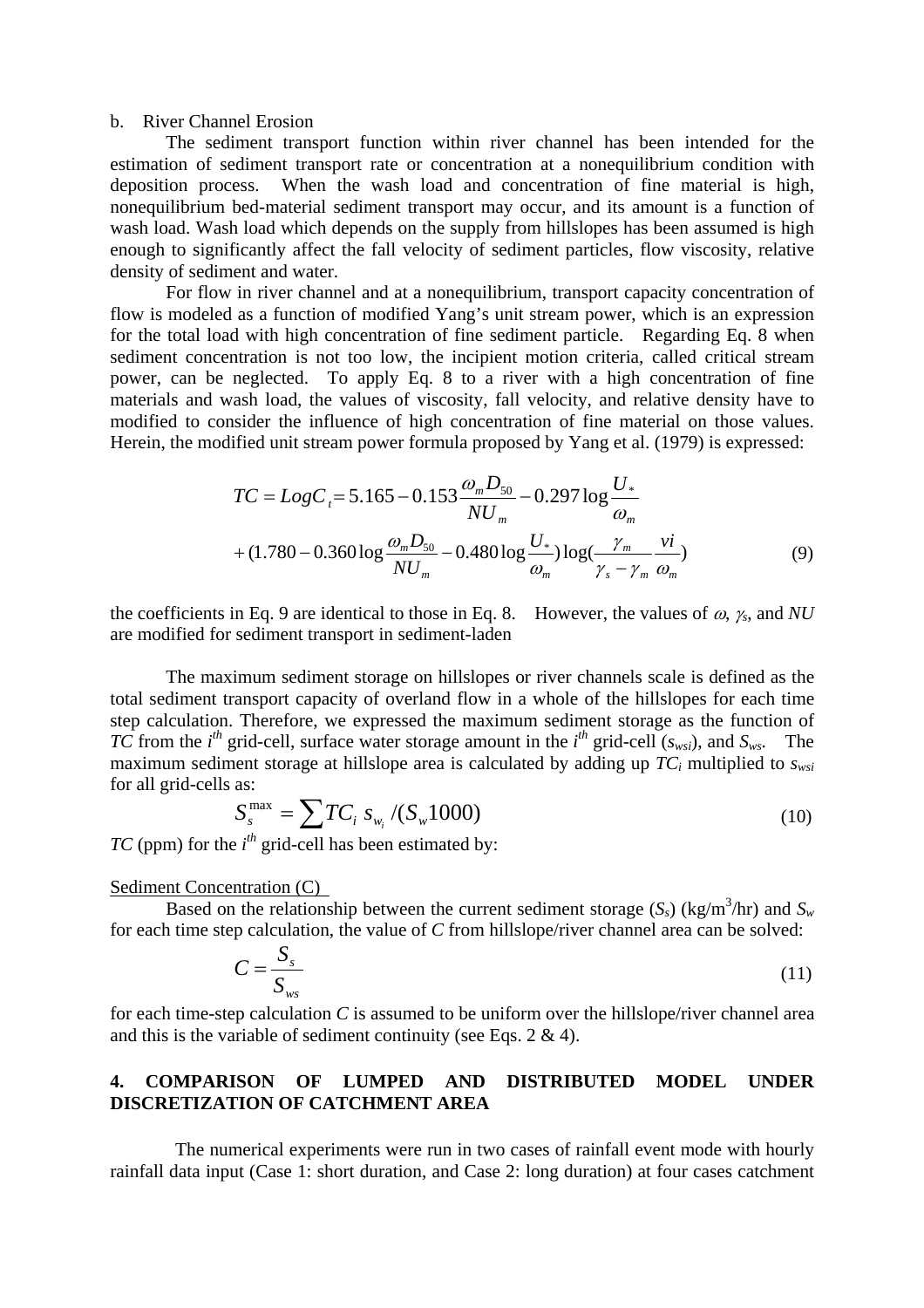b. River Channel Erosion

The sediment transport function within river channel has been intended for the estimation of sediment transport rate or concentration at a nonequilibrium condition with deposition process. When the wash load and concentration of fine material is high, nonequilibrium bed-material sediment transport may occur, and its amount is a function of wash load. Wash load which depends on the supply from hillslopes has been assumed is high enough to significantly affect the fall velocity of sediment particles, flow viscosity, relative density of sediment and water.

For flow in river channel and at a nonequilibrium, transport capacity concentration of flow is modeled as a function of modified Yang's unit stream power, which is an expression for the total load with high concentration of fine sediment particle. Regarding Eq. 8 when sediment concentration is not too low, the incipient motion criteria, called critical stream power, can be neglected. To apply Eq. 8 to a river with a high concentration of fine materials and wash load, the values of viscosity, fall velocity, and relative density have to modified to consider the influence of high concentration of fine material on those values. Herein, the modified unit stream power formula proposed by Yang et al. (1979) is expressed:

$$
\begin{aligned}
TC = LogC_t &= 5.165 - 0.153\frac{\omega_m D_{50}}{NU_m} - 0.297\log\frac{U_*}{\omega_m} \\
&+ (1.780 - 0.360\log\frac{\omega_m D_{50}}{NU_m} - 0.480\log\frac{U_*}{\omega_m})\log(\frac{\gamma_m}{\gamma_s - \gamma_m}\frac{vi}{\omega_m})
\end{aligned}
\tag{9}
$$

the coefficients in Eq. 9 are identical to those in Eq. 8. However, the values of $\omega$, $\gamma_s$, and $NU$ are modified for sediment transport in sediment-laden

The maximum sediment storage on hillslopes or river channels scale is defined as the total sediment transport capacity of overland flow in a whole of the hillslopes for each time step calculation. Therefore, we expressed the maximum sediment storage as the function of $TC$ from the $i^{th}$ grid-cell, surface water storage amount in the $i^{th}$ grid-cell ($s_{wsi}$), and $S_{ws}$. The maximum sediment storage at hillslope area is calculated by adding up $TC_i$ multiplied to $s_{wsi}$ for all grid-cells as:

$$
S_s^{\max} = \sum TC_i \; s_{w_i} / (S_w 1000) \tag{10}
$$

$TC$ (ppm) for the $i^{th}$ grid-cell has been estimated by:

Sediment Concentration (C)

Based on the relationship between the current sediment storage ($S_s$) (kg/m$^3$/hr) and $S_w$ for each time step calculation, the value of $C$ from hillslope/river channel area can be solved:

$$
C = \frac{S_s}{S_{ws}} \tag{11}
$$

for each time-step calculation $C$ is assumed to be uniform over the hillslope/river channel area and this is the variable of sediment continuity (see Eqs. 2 & 4).

## 4. COMPARISON OF LUMPED AND DISTRIBUTED MODEL UNDER DISCRETIZATION OF CATCHMENT AREA

The numerical experiments were run in two cases of rainfall event mode with hourly rainfall data input (Case 1: short duration, and Case 2: long duration) at four cases catchment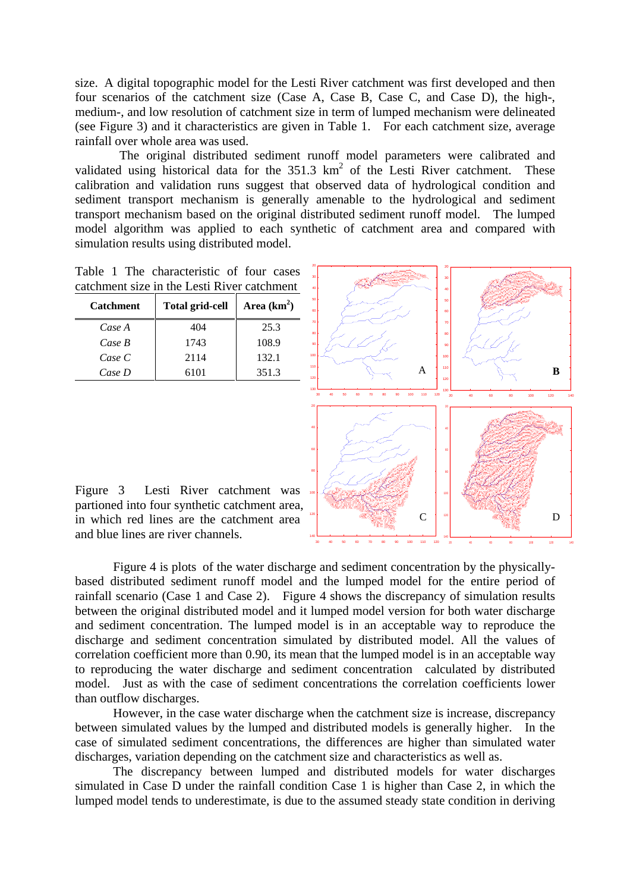size. A digital topographic model for the Lesti River catchment was first developed and then four scenarios of the catchment size (Case A, Case B, Case C, and Case D), the high-, medium-, and low resolution of catchment size in term of lumped mechanism were delineated (see Figure 3) and it characteristics are given in Table 1. For each catchment size, average rainfall over whole area was used.

The original distributed sediment runoff model parameters were calibrated and validated using historical data for the 351.3 km$^2$ of the Lesti River catchment. These calibration and validation runs suggest that observed data of hydrological condition and sediment transport mechanism is generally amenable to the hydrological and sediment transport mechanism based on the original distributed sediment runoff model. The lumped model algorithm was applied to each synthetic of catchment area and compared with simulation results using distributed model.

Table 1 The characteristic of four cases catchment size in the Lesti River catchment

| Catchment | Total grid-cell | Area (km$^2$) |
|---|---|---|
| *Case A* | 404 | 25.3 |
| *Case B* | 1743 | 108.9 |
| *Case C* | 2114 | 132.1 |
| *Case D* | 6101 | 351.3 |

Figure 3 Lesti River catchment was partioned into four synthetic catchment area, in which red lines are the catchment area and blue lines are river channels.

Figure 4 is plots of the water discharge and sediment concentration by the physically-based distributed sediment runoff model and the lumped model for the entire period of rainfall scenario (Case 1 and Case 2). Figure 4 shows the discrepancy of simulation results between the original distributed model and it lumped model version for both water discharge and sediment concentration. The lumped model is in an acceptable way to reproduce the discharge and sediment concentration simulated by distributed model. All the values of correlation coefficient more than 0.90, its mean that the lumped model is in an acceptable way to reproducing the water discharge and sediment concentration calculated by distributed model. Just as with the case of sediment concentrations the correlation coefficients lower than outflow discharges.

However, in the case water discharge when the catchment size is increase, discrepancy between simulated values by the lumped and distributed models is generally higher. In the case of simulated sediment concentrations, the differences are higher than simulated water discharges, variation depending on the catchment size and characteristics as well as.

The discrepancy between lumped and distributed models for water discharges simulated in Case D under the rainfall condition Case 1 is higher than Case 2, in which the lumped model tends to underestimate, is due to the assumed steady state condition in deriving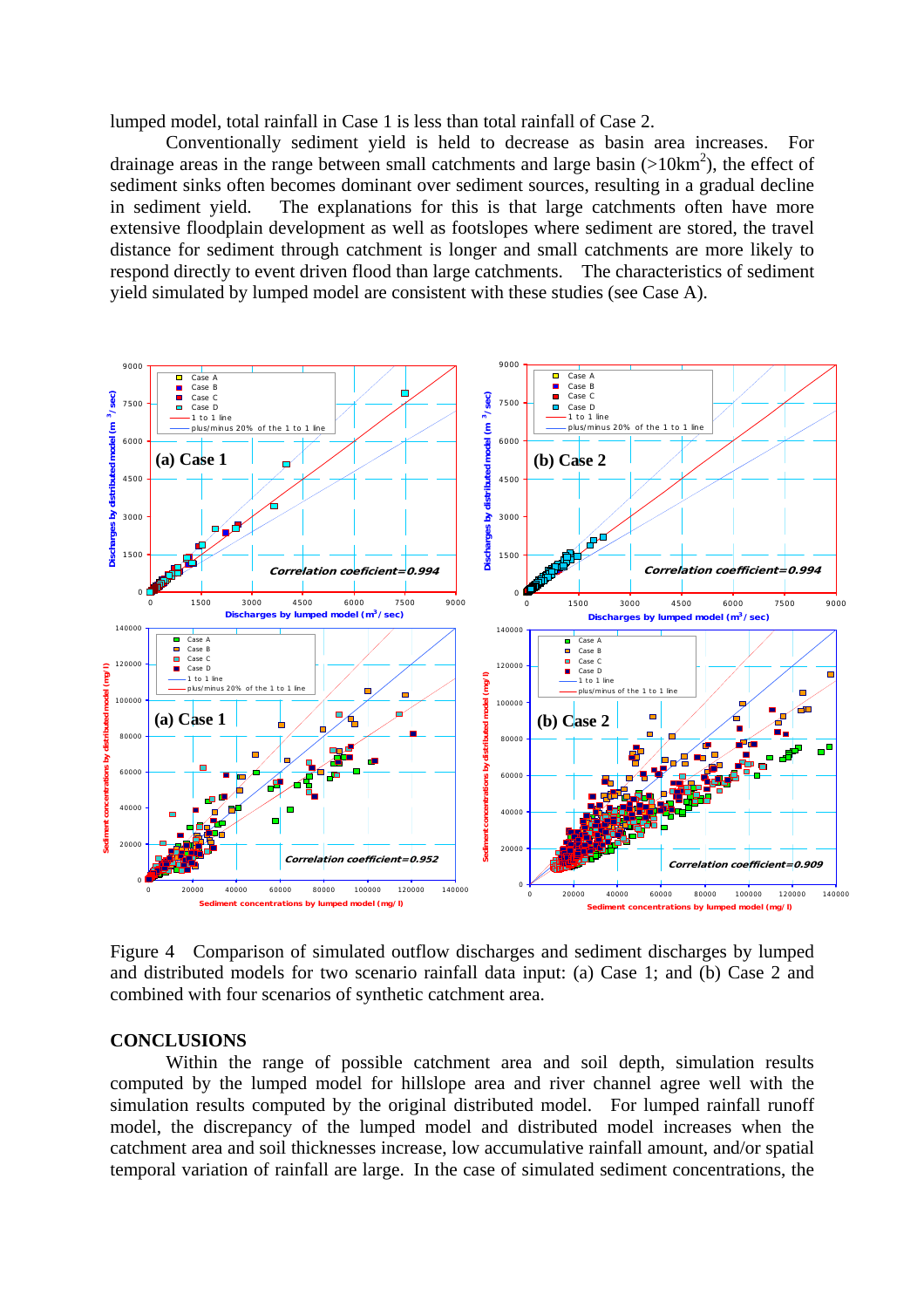lumped model, total rainfall in Case 1 is less than total rainfall of Case 2.

Conventionally sediment yield is held to decrease as basin area increases. For drainage areas in the range between small catchments and large basin (>10km$^2$), the effect of sediment sinks often becomes dominant over sediment sources, resulting in a gradual decline in sediment yield. The explanations for this is that large catchments often have more extensive floodplain development as well as footslopes where sediment are stored, the travel distance for sediment through catchment is longer and small catchments are more likely to respond directly to event driven flood than large catchments. The characteristics of sediment yield simulated by lumped model are consistent with these studies (see Case A).

Figure 4 Comparison of simulated outflow discharges and sediment discharges by lumped and distributed models for two scenario rainfall data input: (a) Case 1; and (b) Case 2 and combined with four scenarios of synthetic catchment area.

## CONCLUSIONS

Within the range of possible catchment area and soil depth, simulation results computed by the lumped model for hillslope area and river channel agree well with the simulation results computed by the original distributed model. For lumped rainfall runoff model, the discrepancy of the lumped model and distributed model increases when the catchment area and soil thicknesses increase, low accumulative rainfall amount, and/or spatial temporal variation of rainfall are large. In the case of simulated sediment concentrations, the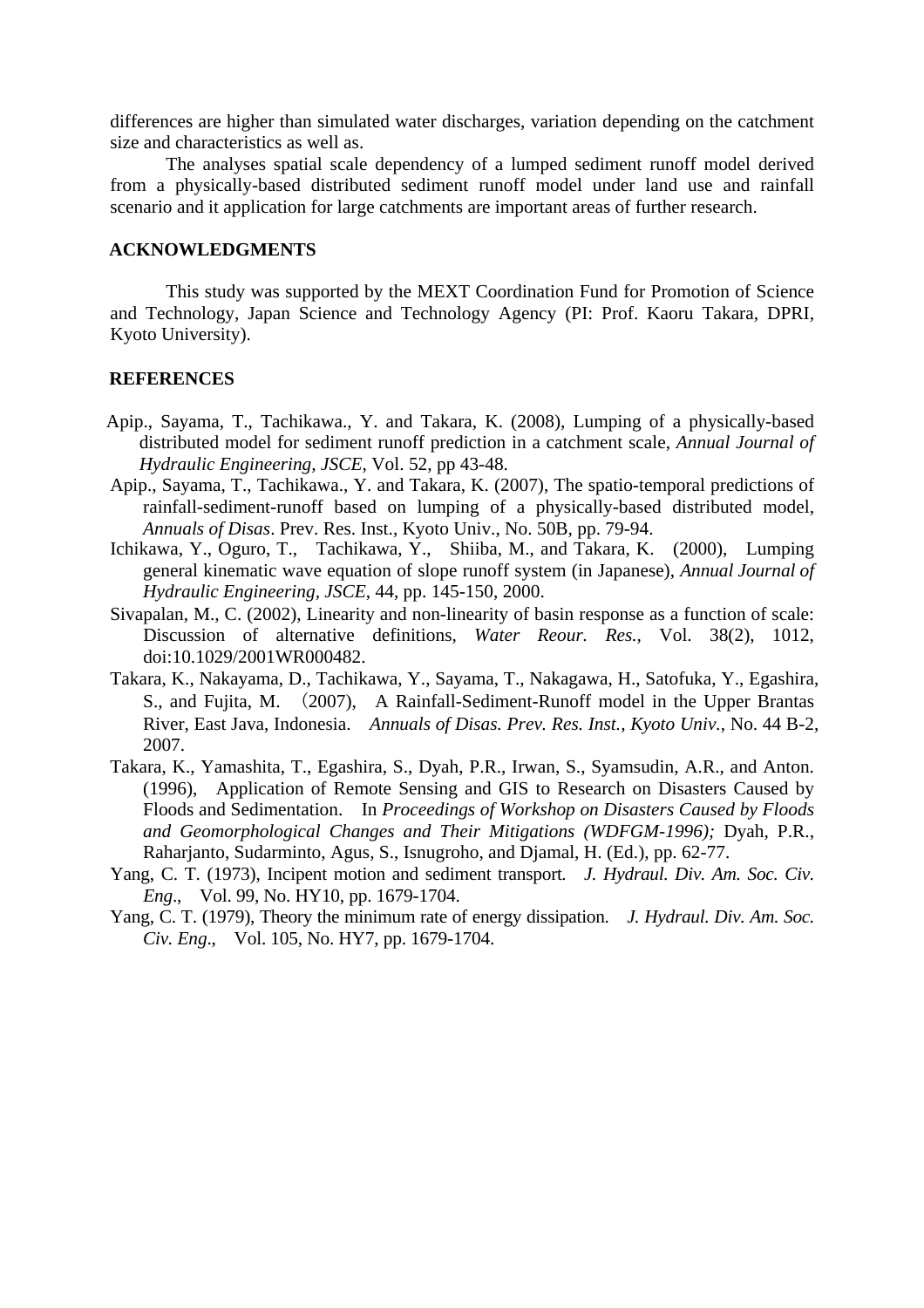differences are higher than simulated water discharges, variation depending on the catchment size and characteristics as well as.

The analyses spatial scale dependency of a lumped sediment runoff model derived from a physically-based distributed sediment runoff model under land use and rainfall scenario and it application for large catchments are important areas of further research.

## ACKNOWLEDGMENTS

This study was supported by the MEXT Coordination Fund for Promotion of Science and Technology, Japan Science and Technology Agency (PI: Prof. Kaoru Takara, DPRI, Kyoto University).

## REFERENCES

Apip., Sayama, T., Tachikawa., Y. and Takara, K. (2008), Lumping of a physically-based distributed model for sediment runoff prediction in a catchment scale, *Annual Journal of Hydraulic Engineering, JSCE*, Vol. 52, pp 43-48.

Apip., Sayama, T., Tachikawa., Y. and Takara, K. (2007), The spatio-temporal predictions of rainfall-sediment-runoff based on lumping of a physically-based distributed model, *Annuals of Disas*. Prev. Res. Inst., Kyoto Univ., No. 50B, pp. 79-94.

Ichikawa, Y., Oguro, T., Tachikawa, Y., Shiiba, M., and Takara, K. (2000), Lumping general kinematic wave equation of slope runoff system (in Japanese), *Annual Journal of Hydraulic Engineering, JSCE*, 44, pp. 145-150, 2000.

Sivapalan, M., C. (2002), Linearity and non-linearity of basin response as a function of scale: Discussion of alternative definitions, *Water Reour. Res.*, Vol. 38(2), 1012, doi:10.1029/2001WR000482.

Takara, K., Nakayama, D., Tachikawa, Y., Sayama, T., Nakagawa, H., Satofuka, Y., Egashira, S., and Fujita, M. (2007), A Rainfall-Sediment-Runoff model in the Upper Brantas River, East Java, Indonesia. *Annuals of Disas. Prev. Res. Inst., Kyoto Univ.*, No. 44 B-2, 2007.

Takara, K., Yamashita, T., Egashira, S., Dyah, P.R., Irwan, S., Syamsudin, A.R., and Anton. (1996), Application of Remote Sensing and GIS to Research on Disasters Caused by Floods and Sedimentation. In *Proceedings of Workshop on Disasters Caused by Floods and Geomorphological Changes and Their Mitigations (WDFGM-1996);* Dyah, P.R., Raharjanto, Sudarminto, Agus, S., Isnugroho, and Djamal, H. (Ed.), pp. 62-77.

Yang, C. T. (1973), Incipent motion and sediment transport. *J. Hydraul. Div. Am. Soc. Civ. Eng*., Vol. 99, No. HY10, pp. 1679-1704.

Yang, C. T. (1979), Theory the minimum rate of energy dissipation. *J. Hydraul. Div. Am. Soc. Civ. Eng*., Vol. 105, No. HY7, pp. 1679-1704.